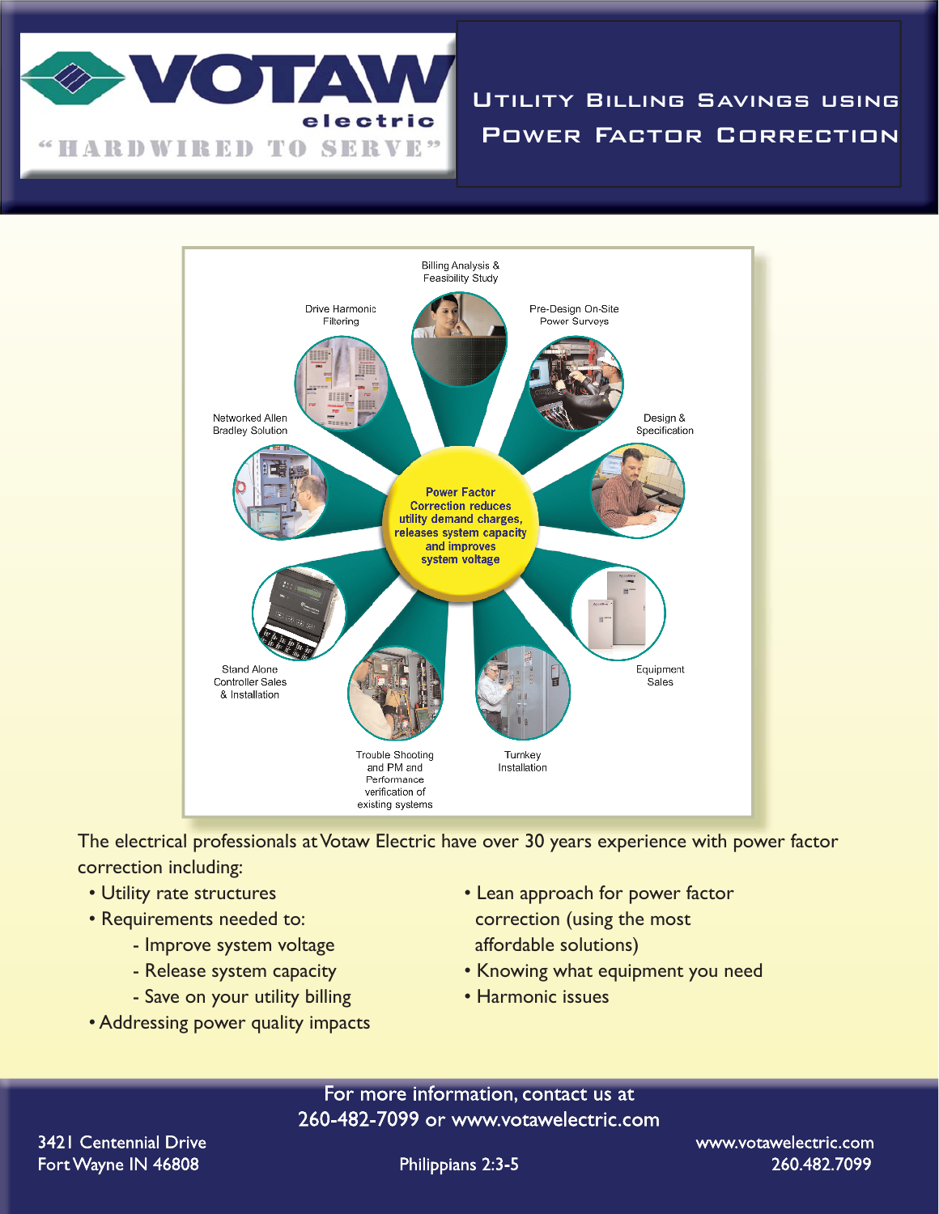VOTAW electric

"HARDWIRED TO SERVE"

# Utility Billing Savings using Power Factor Correction

Billing Analysis & Feasibility Study

Pre-Design On-Site Power Surveys

Design & Specification

Equipment Sales

Turnkey Installation

Trouble Shooting and PM and Performance verification of existing systems

Stand Alone Controller Sales & Installation

Networked Allen Bradley Solution

Drive Harmonic Filtering

**Power Factor Correction reduces utility demand charges, releases system capacity and improves system voltage**

The electrical professionals at Votaw Electric have over 30 years experience with power factor correction including:

- Utility rate structures
- Requirements needed to:
  - Improve system voltage
  - Release system capacity
  - Save on your utility billing
- Addressing power quality impacts
- Lean approach for power factor correction (using the most affordable solutions)
- Knowing what equipment you need
- Harmonic issues

For more information, contact us at
260-482-7099 or www.votawelectric.com

3421 Centennial Drive
Fort Wayne IN 46808

Philippians 2:3-5

www.votawelectric.com
260.482.7099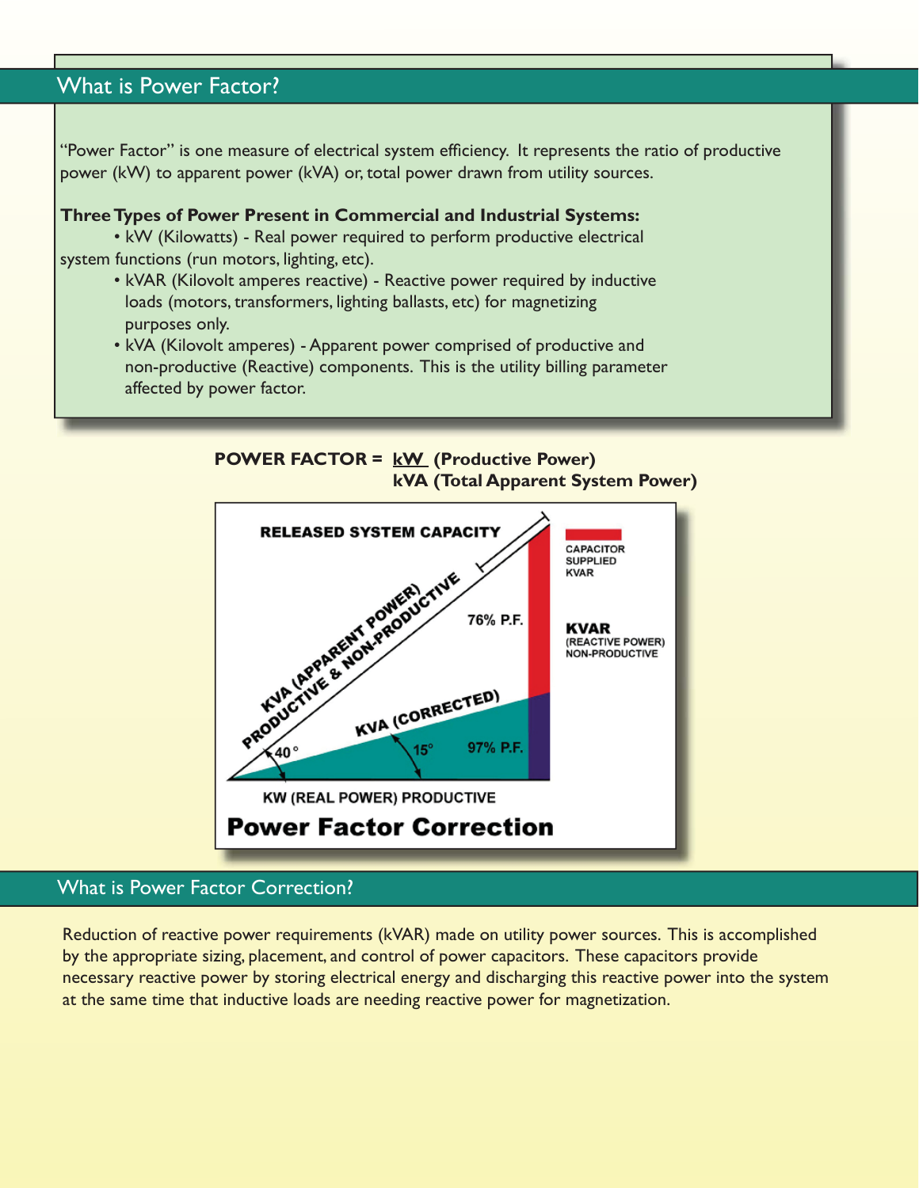## What is Power Factor?

"Power Factor" is one measure of electrical system efficiency. It represents the ratio of productive power (kW) to apparent power (kVA) or, total power drawn from utility sources.

**Three Types of Power Present in Commercial and Industrial Systems:**

- kW (Kilowatts) - Real power required to perform productive electrical system functions (run motors, lighting, etc).
- kVAR (Kilovolt amperes reactive) - Reactive power required by inductive loads (motors, transformers, lighting ballasts, etc) for magnetizing purposes only.
- kVA (Kilovolt amperes) - Apparent power comprised of productive and non-productive (Reactive) components. This is the utility billing parameter affected by power factor.

$$\textbf{POWER FACTOR} = \frac{\textbf{kW (Productive Power)}}{\textbf{kVA (Total Apparent System Power)}}$$

RELEASED SYSTEM CAPACITY

KVA (APPARENT POWER) PRODUCTIVE & NON-PRODUCTIVE

KVA (CORRECTED)

40°

15°

76% P.F.

97% P.F.

KW (REAL POWER) PRODUCTIVE

CAPACITOR SUPPLIED KVAR

KVAR (REACTIVE POWER) NON-PRODUCTIVE

**Power Factor Correction**

## What is Power Factor Correction?

Reduction of reactive power requirements (kVAR) made on utility power sources. This is accomplished by the appropriate sizing, placement, and control of power capacitors. These capacitors provide necessary reactive power by storing electrical energy and discharging this reactive power into the system at the same time that inductive loads are needing reactive power for magnetization.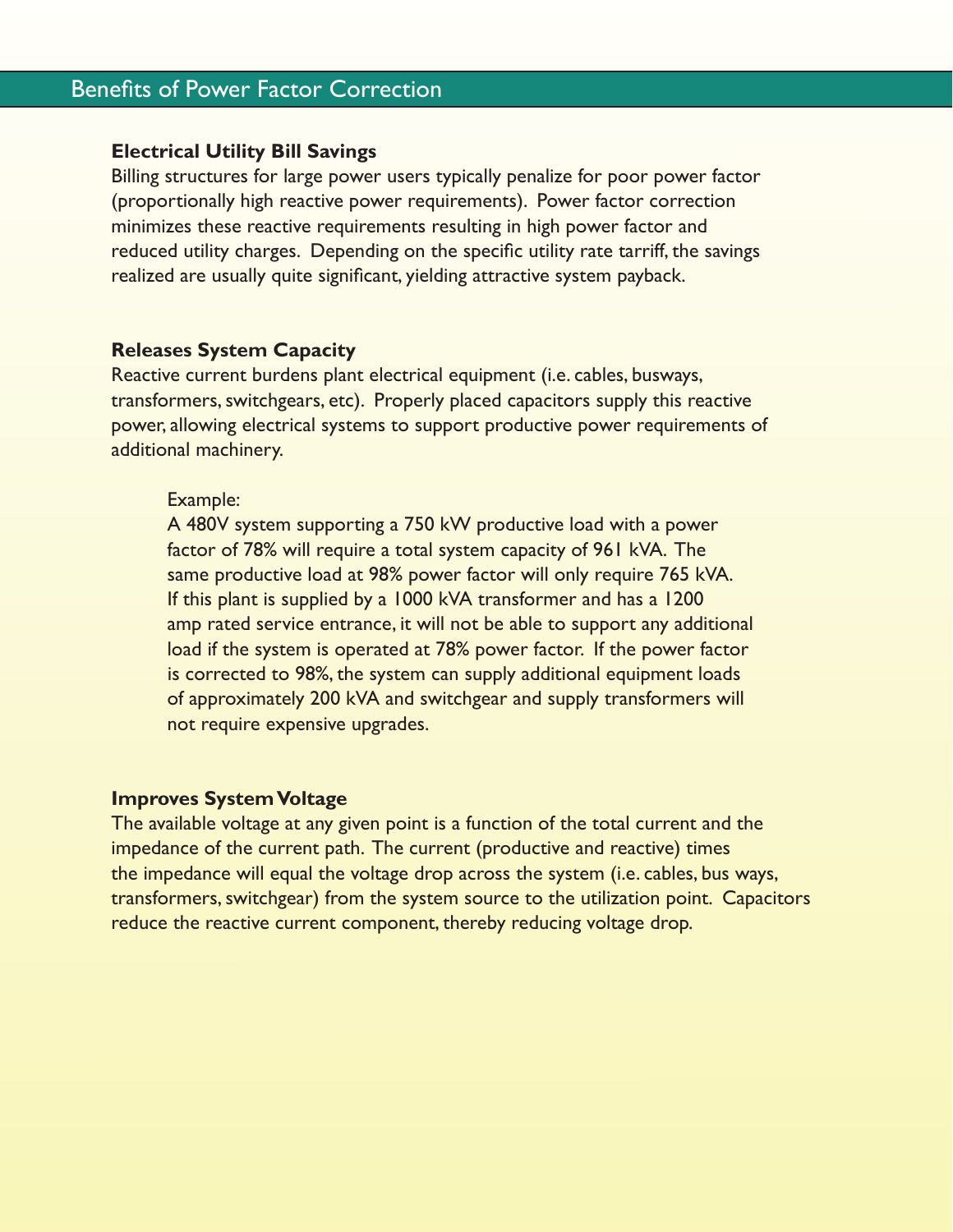## Benefits of Power Factor Correction

**Electrical Utility Bill Savings**

Billing structures for large power users typically penalize for poor power factor (proportionally high reactive power requirements). Power factor correction minimizes these reactive requirements resulting in high power factor and reduced utility charges. Depending on the specific utility rate tarriff, the savings realized are usually quite significant, yielding attractive system payback.

**Releases System Capacity**

Reactive current burdens plant electrical equipment (i.e. cables, busways, transformers, switchgears, etc). Properly placed capacitors supply this reactive power, allowing electrical systems to support productive power requirements of additional machinery.

> Example:
> A 480V system supporting a 750 kW productive load with a power factor of 78% will require a total system capacity of 961 kVA. The same productive load at 98% power factor will only require 765 kVA. If this plant is supplied by a 1000 kVA transformer and has a 1200 amp rated service entrance, it will not be able to support any additional load if the system is operated at 78% power factor. If the power factor is corrected to 98%, the system can supply additional equipment loads of approximately 200 kVA and switchgear and supply transformers will not require expensive upgrades.

**Improves System Voltage**

The available voltage at any given point is a function of the total current and the impedance of the current path. The current (productive and reactive) times the impedance will equal the voltage drop across the system (i.e. cables, bus ways, transformers, switchgear) from the system source to the utilization point. Capacitors reduce the reactive current component, thereby reducing voltage drop.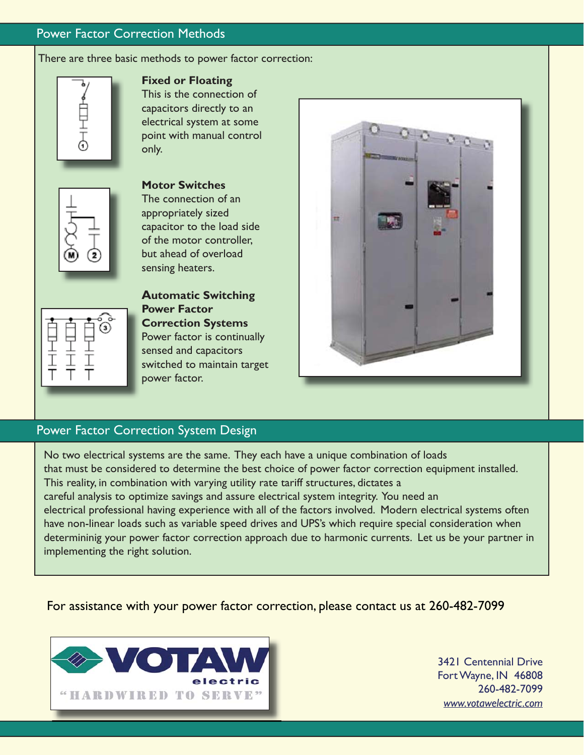## Power Factor Correction Methods

There are three basic methods to power factor correction:

### Fixed or Floating

This is the connection of capacitors directly to an electrical system at some point with manual control only.

### Motor Switches

The connection of an appropriately sized capacitor to the load side of the motor controller, but ahead of overload sensing heaters.

### Automatic Switching Power Factor Correction Systems

Power factor is continually sensed and capacitors switched to maintain target power factor.

## Power Factor Correction System Design

No two electrical systems are the same. They each have a unique combination of loads that must be considered to determine the best choice of power factor correction equipment installed. This reality, in combination with varying utility rate tariff structures, dictates a careful analysis to optimize savings and assure electrical system integrity. You need an electrical professional having experience with all of the factors involved. Modern electrical systems often have non-linear loads such as variable speed drives and UPS's which require special consideration when determininig your power factor correction approach due to harmonic currents. Let us be your partner in implementing the right solution.

For assistance with your power factor correction, please contact us at 260-482-7099

**VOTAW electric**
"HARDWIRED TO SERVE"

3421 Centennial Drive
Fort Wayne, IN 46808
260-482-7099
*www.votawelectric.com*